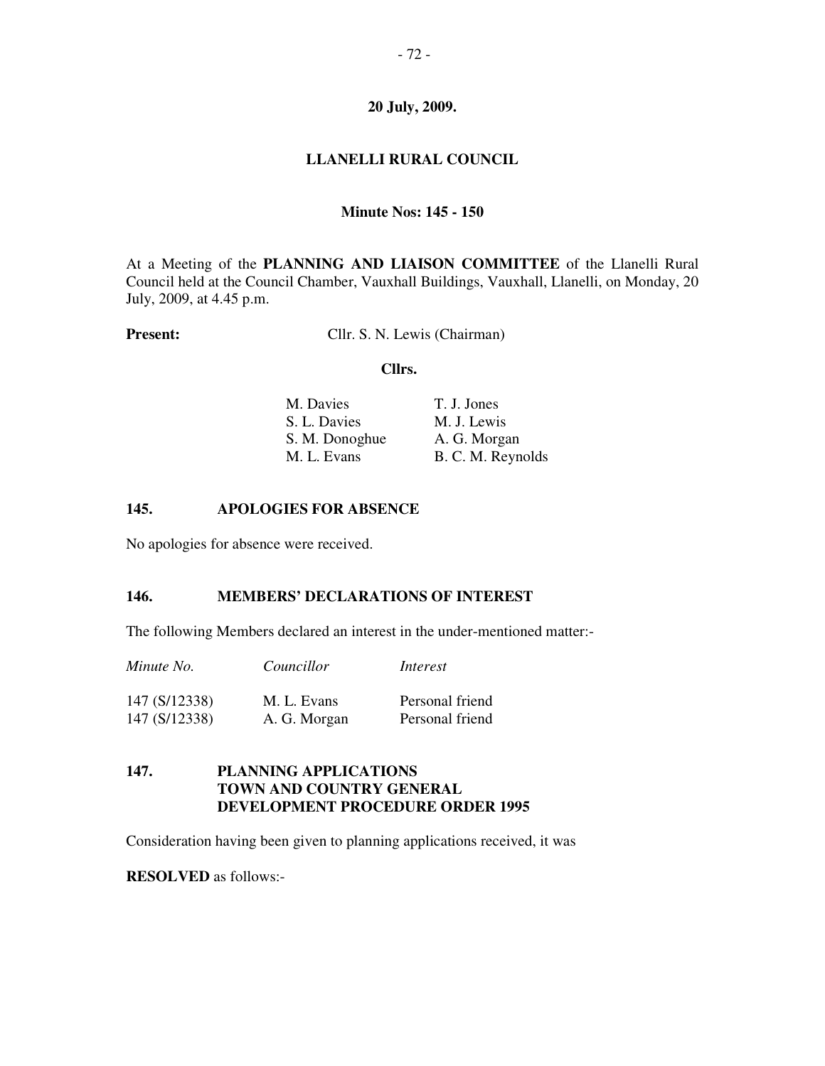**20 July, 2009.**

# LLANELLI RURAL COUNCIL

**Minute Nos: 145 - 150**

At a Meeting of the **PLANNING AND LIAISON COMMITTEE** of the Llanelli Rural Council held at the Council Chamber, Vauxhall Buildings, Vauxhall, Llanelli, on Monday, 20 July, 2009, at 4.45 p.m.

**Present:** Cllr. S. N. Lewis (Chairman)

**Cllrs.**

| | |
|---|---|
| M. Davies | T. J. Jones |
| S. L. Davies | M. J. Lewis |
| S. M. Donoghue | A. G. Morgan |
| M. L. Evans | B. C. M. Reynolds |

## 145. APOLOGIES FOR ABSENCE

No apologies for absence were received.

## 146. MEMBERS' DECLARATIONS OF INTEREST

The following Members declared an interest in the under-mentioned matter:-

| *Minute No.* | *Councillor* | *Interest* |
|---|---|---|
| 147 (S/12338) | M. L. Evans | Personal friend |
| 147 (S/12338) | A. G. Morgan | Personal friend |

## 147. PLANNING APPLICATIONS TOWN AND COUNTRY GENERAL DEVELOPMENT PROCEDURE ORDER 1995

Consideration having been given to planning applications received, it was

**RESOLVED** as follows:-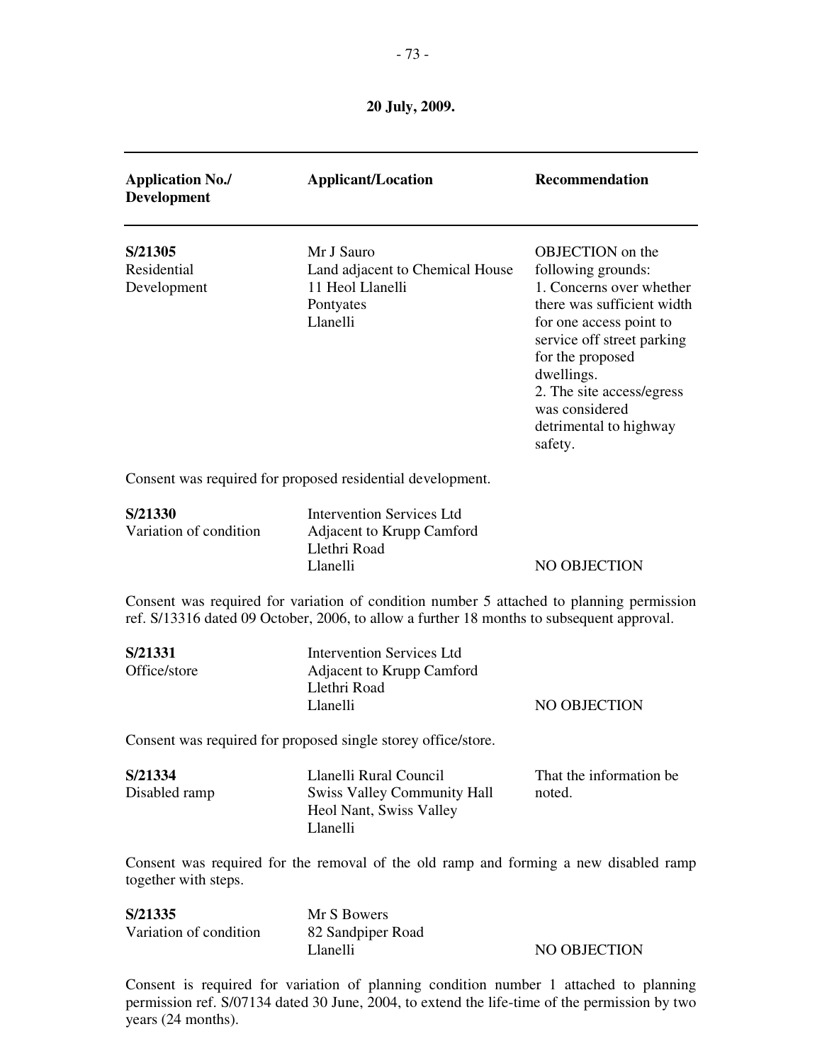**20 July, 2009.**

| Application No./ Development | Applicant/Location | Recommendation |
|---|---|---|
| **S/21305** Residential Development | Mr J Sauro Land adjacent to Chemical House 11 Heol Llanelli Pontyates Llanelli | OBJECTION on the following grounds: 1. Concerns over whether there was sufficient width for one access point to service off street parking for the proposed dwellings. 2. The site access/egress was considered detrimental to highway safety. |

Consent was required for proposed residential development.

| | | |
|---|---|---|
| **S/21330** Variation of condition | Intervention Services Ltd Adjacent to Krupp Camford Llethri Road Llanelli | NO OBJECTION |

Consent was required for variation of condition number 5 attached to planning permission ref. S/13316 dated 09 October, 2006, to allow a further 18 months to subsequent approval.

| | | |
|---|---|---|
| **S/21331** Office/store | Intervention Services Ltd Adjacent to Krupp Camford Llethri Road Llanelli | NO OBJECTION |

Consent was required for proposed single storey office/store.

| | | |
|---|---|---|
| **S/21334** Disabled ramp | Llanelli Rural Council Swiss Valley Community Hall Heol Nant, Swiss Valley Llanelli | That the information be noted. |

Consent was required for the removal of the old ramp and forming a new disabled ramp together with steps.

| | | |
|---|---|---|
| **S/21335** Variation of condition | Mr S Bowers 82 Sandpiper Road Llanelli | NO OBJECTION |

Consent is required for variation of planning condition number 1 attached to planning permission ref. S/07134 dated 30 June, 2004, to extend the life-time of the permission by two years (24 months).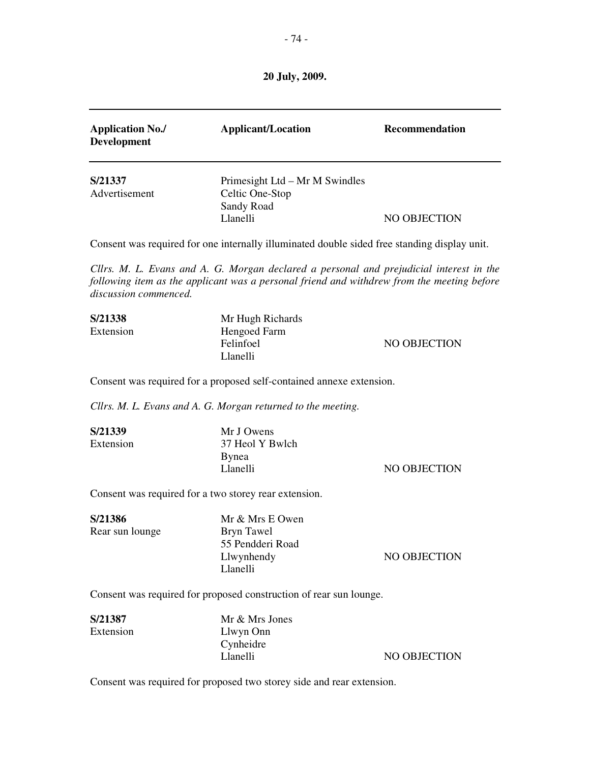**20 July, 2009.**

| Application No./ Development | Applicant/Location | Recommendation |
|---|---|---|
| **S/21337** Advertisement | Primesight Ltd – Mr M Swindles Celtic One-Stop Sandy Road Llanelli | NO OBJECTION |

Consent was required for one internally illuminated double sided free standing display unit.

*Cllrs. M. L. Evans and A. G. Morgan declared a personal and prejudicial interest in the following item as the applicant was a personal friend and withdrew from the meeting before discussion commenced.*

| | | |
|---|---|---|
| **S/21338** Extension | Mr Hugh Richards Hengoed Farm Felinfoel Llanelli | NO OBJECTION |

Consent was required for a proposed self-contained annexe extension.

*Cllrs. M. L. Evans and A. G. Morgan returned to the meeting.*

| | | |
|---|---|---|
| **S/21339** Extension | Mr J Owens 37 Heol Y Bwlch Bynea Llanelli | NO OBJECTION |

Consent was required for a two storey rear extension.

| | | |
|---|---|---|
| **S/21386** Rear sun lounge | Mr & Mrs E Owen Bryn Tawel 55 Pendderi Road Llwynhendy Llanelli | NO OBJECTION |

Consent was required for proposed construction of rear sun lounge.

| | | |
|---|---|---|
| **S/21387** Extension | Mr & Mrs Jones Llwyn Onn Cynheidre Llanelli | NO OBJECTION |

Consent was required for proposed two storey side and rear extension.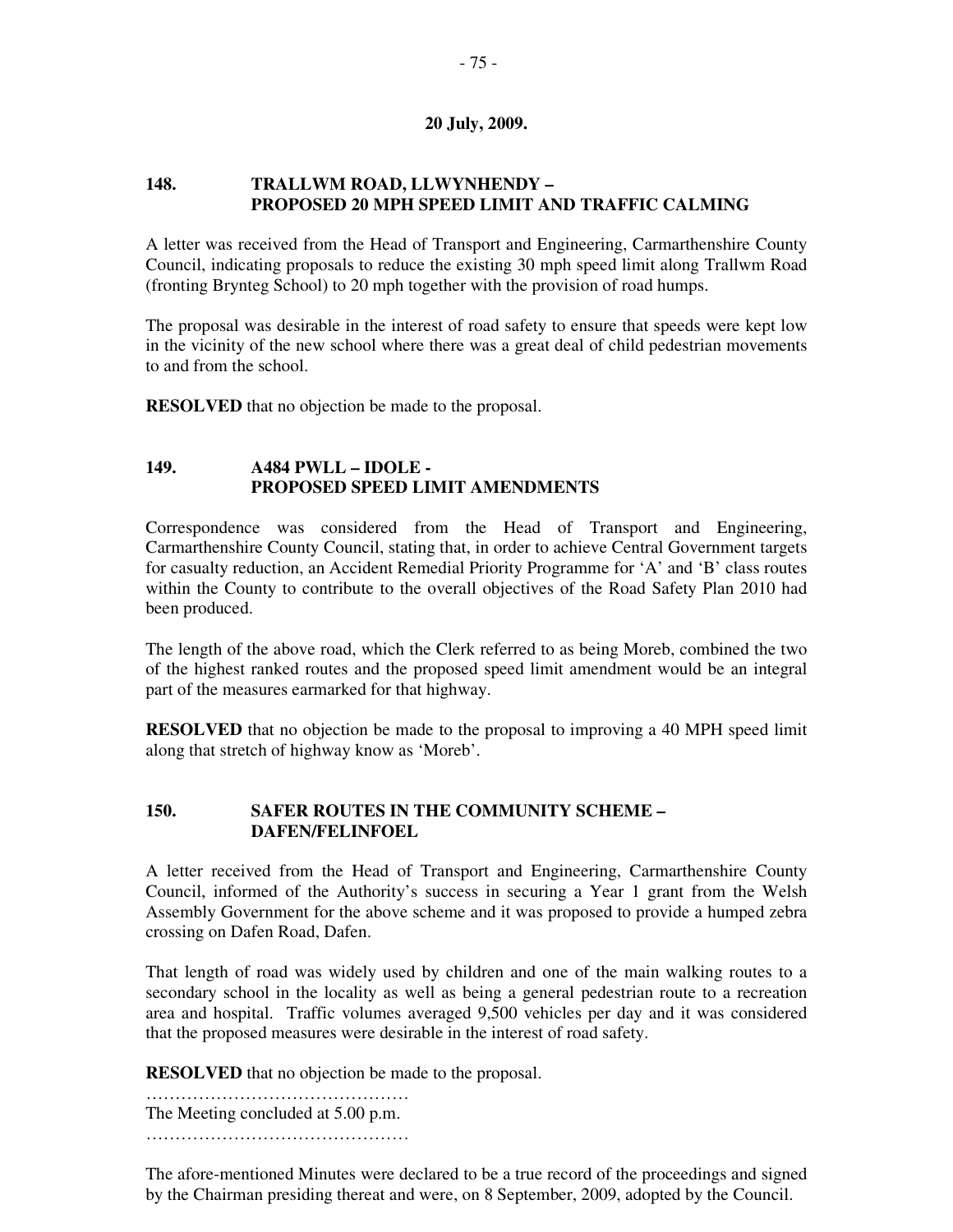**20 July, 2009.**

## 148. TRALLWM ROAD, LLWYNHENDY – PROPOSED 20 MPH SPEED LIMIT AND TRAFFIC CALMING

A letter was received from the Head of Transport and Engineering, Carmarthenshire County Council, indicating proposals to reduce the existing 30 mph speed limit along Trallwm Road (fronting Brynteg School) to 20 mph together with the provision of road humps.

The proposal was desirable in the interest of road safety to ensure that speeds were kept low in the vicinity of the new school where there was a great deal of child pedestrian movements to and from the school.

**RESOLVED** that no objection be made to the proposal.

## 149. A484 PWLL – IDOLE - PROPOSED SPEED LIMIT AMENDMENTS

Correspondence was considered from the Head of Transport and Engineering, Carmarthenshire County Council, stating that, in order to achieve Central Government targets for casualty reduction, an Accident Remedial Priority Programme for 'A' and 'B' class routes within the County to contribute to the overall objectives of the Road Safety Plan 2010 had been produced.

The length of the above road, which the Clerk referred to as being Moreb, combined the two of the highest ranked routes and the proposed speed limit amendment would be an integral part of the measures earmarked for that highway.

**RESOLVED** that no objection be made to the proposal to improving a 40 MPH speed limit along that stretch of highway know as 'Moreb'.

## 150. SAFER ROUTES IN THE COMMUNITY SCHEME – DAFEN/FELINFOEL

A letter received from the Head of Transport and Engineering, Carmarthenshire County Council, informed of the Authority's success in securing a Year 1 grant from the Welsh Assembly Government for the above scheme and it was proposed to provide a humped zebra crossing on Dafen Road, Dafen.

That length of road was widely used by children and one of the main walking routes to a secondary school in the locality as well as being a general pedestrian route to a recreation area and hospital. Traffic volumes averaged 9,500 vehicles per day and it was considered that the proposed measures were desirable in the interest of road safety.

**RESOLVED** that no objection be made to the proposal.

………………………………………

The Meeting concluded at 5.00 p.m.

………………………………………

The afore-mentioned Minutes were declared to be a true record of the proceedings and signed by the Chairman presiding thereat and were, on 8 September, 2009, adopted by the Council.